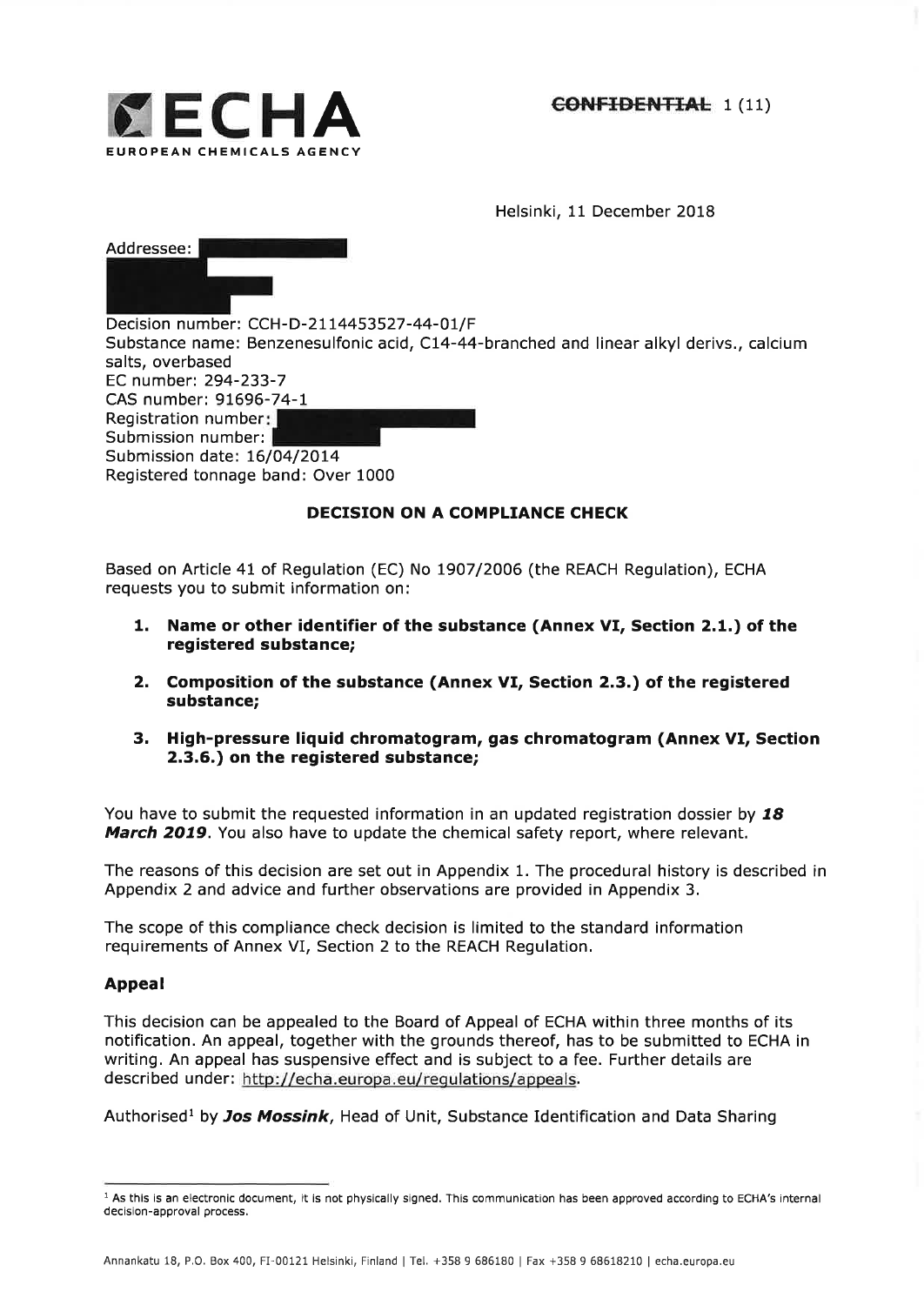**ECHA**
EUROPEAN CHEMICALS AGENCY

~~CONFIDENTIAL~~

Helsinki, 11 December 2018

Addressee:

Decision number: CCH-D-2114453527-44-01/F
Substance name: Benzenesulfonic acid, C14-44-branched and linear alkyl derivs., calcium salts, overbased
EC number: 294-233-7
CAS number: 91696-74-1
Registration number:
Submission number:
Submission date: 16/04/2014
Registered tonnage band: Over 1000

## DECISION ON A COMPLIANCE CHECK

Based on Article 41 of Regulation (EC) No 1907/2006 (the REACH Regulation), ECHA requests you to submit information on:

1. **Name or other identifier of the substance (Annex VI, Section 2.1.) of the registered substance;**
2. **Composition of the substance (Annex VI, Section 2.3.) of the registered substance;**
3. **High-pressure liquid chromatogram, gas chromatogram (Annex VI, Section 2.3.6.) on the registered substance;**

You have to submit the requested information in an updated registration dossier by ***18 March 2019***. You also have to update the chemical safety report, where relevant.

The reasons of this decision are set out in Appendix 1. The procedural history is described in Appendix 2 and advice and further observations are provided in Appendix 3.

The scope of this compliance check decision is limited to the standard information requirements of Annex VI, Section 2 to the REACH Regulation.

### Appeal

This decision can be appealed to the Board of Appeal of ECHA within three months of its notification. An appeal, together with the grounds thereof, has to be submitted to ECHA in writing. An appeal has suspensive effect and is subject to a fee. Further details are described under: http://echa.europa.eu/regulations/appeals.

Authorised[1] by ***Jos Mossink***, Head of Unit, Substance Identification and Data Sharing

[1] As this is an electronic document, it is not physically signed. This communication has been approved according to ECHA's internal decision-approval process.

Annankatu 18, P.O. Box 400, FI-00121 Helsinki, Finland | Tel. +358 9 686180 | Fax +358 9 68618210 | echa.europa.eu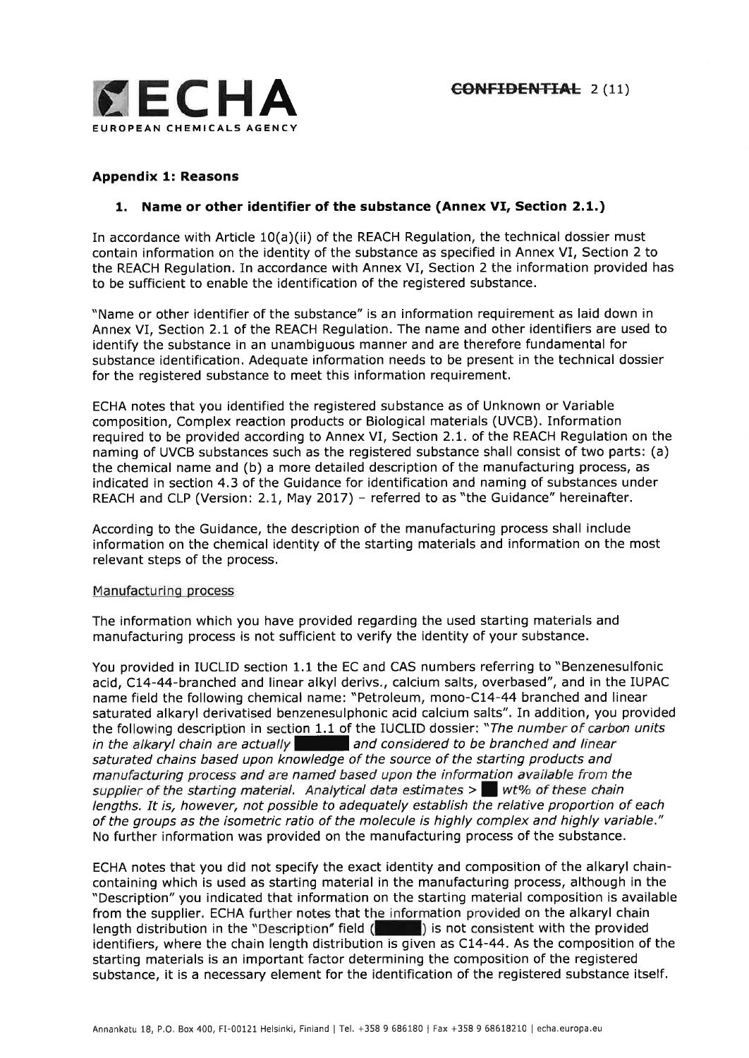## Appendix 1: Reasons

### 1. Name or other identifier of the substance (Annex VI, Section 2.1.)

In accordance with Article 10(a)(ii) of the REACH Regulation, the technical dossier must contain information on the identity of the substance as specified in Annex VI, Section 2 to the REACH Regulation. In accordance with Annex VI, Section 2 the information provided has to be sufficient to enable the identification of the registered substance.

"Name or other identifier of the substance" is an information requirement as laid down in Annex VI, Section 2.1 of the REACH Regulation. The name and other identifiers are used to identify the substance in an unambiguous manner and are therefore fundamental for substance identification. Adequate information needs to be present in the technical dossier for the registered substance to meet this information requirement.

ECHA notes that you identified the registered substance as of Unknown or Variable composition, Complex reaction products or Biological materials (UVCB). Information required to be provided according to Annex VI, Section 2.1. of the REACH Regulation on the naming of UVCB substances such as the registered substance shall consist of two parts: (a) the chemical name and (b) a more detailed description of the manufacturing process, as indicated in section 4.3 of the Guidance for identification and naming of substances under REACH and CLP (Version: 2.1, May 2017) – referred to as "the Guidance" hereinafter.

According to the Guidance, the description of the manufacturing process shall include information on the chemical identity of the starting materials and information on the most relevant steps of the process.

Manufacturing process

The information which you have provided regarding the used starting materials and manufacturing process is not sufficient to verify the identity of your substance.

You provided in IUCLID section 1.1 the EC and CAS numbers referring to "Benzenesulfonic acid, C14-44-branched and linear alkyl derivs., calcium salts, overbased", and in the IUPAC name field the following chemical name: "Petroleum, mono-C14-44 branched and linear saturated alkaryl derivatised benzenesulphonic acid calcium salts". In addition, you provided the following description in section 1.1 of the IUCLID dossier: "*The number of carbon units in the alkaryl chain are actually ██████ and considered to be branched and linear saturated chains based upon knowledge of the source of the starting products and manufacturing process and are named based upon the information available from the supplier of the starting material. Analytical data estimates > █ wt% of these chain lengths. It is, however, not possible to adequately establish the relative proportion of each of the groups as the isometric ratio of the molecule is highly complex and highly variable.*" No further information was provided on the manufacturing process of the substance.

ECHA notes that you did not specify the exact identity and composition of the alkaryl chain-containing which is used as starting material in the manufacturing process, although in the "Description" you indicated that information on the starting material composition is available from the supplier. ECHA further notes that the information provided on the alkaryl chain length distribution in the "Description" field (██████) is not consistent with the provided identifiers, where the chain length distribution is given as C14-44. As the composition of the starting materials is an important factor determining the composition of the registered substance, it is a necessary element for the identification of the registered substance itself.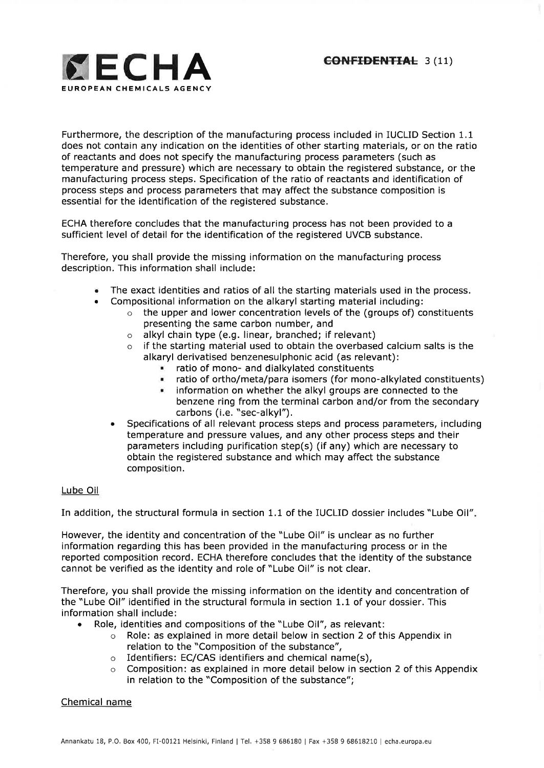Furthermore, the description of the manufacturing process included in IUCLID Section 1.1 does not contain any indication on the identities of other starting materials, or on the ratio of reactants and does not specify the manufacturing process parameters (such as temperature and pressure) which are necessary to obtain the registered substance, or the manufacturing process steps. Specification of the ratio of reactants and identification of process steps and process parameters that may affect the substance composition is essential for the identification of the registered substance.

ECHA therefore concludes that the manufacturing process has not been provided to a sufficient level of detail for the identification of the registered UVCB substance.

Therefore, you shall provide the missing information on the manufacturing process description. This information shall include:

- The exact identities and ratios of all the starting materials used in the process.
- Compositional information on the alkaryl starting material including:
    - the upper and lower concentration levels of the (groups of) constituents presenting the same carbon number, and
    - alkyl chain type (e.g. linear, branched; if relevant)
    - if the starting material used to obtain the overbased calcium salts is the alkaryl derivatised benzenesulphonic acid (as relevant):
        - ratio of mono- and dialkylated constituents
        - ratio of ortho/meta/para isomers (for mono-alkylated constituents)
        - information on whether the alkyl groups are connected to the benzene ring from the terminal carbon and/or from the secondary carbons (i.e. "sec-alkyl").
- Specifications of all relevant process steps and process parameters, including temperature and pressure values, and any other process steps and their parameters including purification step(s) (if any) which are necessary to obtain the registered substance and which may affect the substance composition.

Lube Oil

In addition, the structural formula in section 1.1 of the IUCLID dossier includes "Lube Oil".

However, the identity and concentration of the "Lube Oil" is unclear as no further information regarding this has been provided in the manufacturing process or in the reported composition record. ECHA therefore concludes that the identity of the substance cannot be verified as the identity and role of "Lube Oil" is not clear.

Therefore, you shall provide the missing information on the identity and concentration of the "Lube Oil" identified in the structural formula in section 1.1 of your dossier. This information shall include:

- Role, identities and compositions of the "Lube Oil", as relevant:
    - Role: as explained in more detail below in section 2 of this Appendix in relation to the "Composition of the substance",
    - Identifiers: EC/CAS identifiers and chemical name(s),
    - Composition: as explained in more detail below in section 2 of this Appendix in relation to the "Composition of the substance";

Chemical name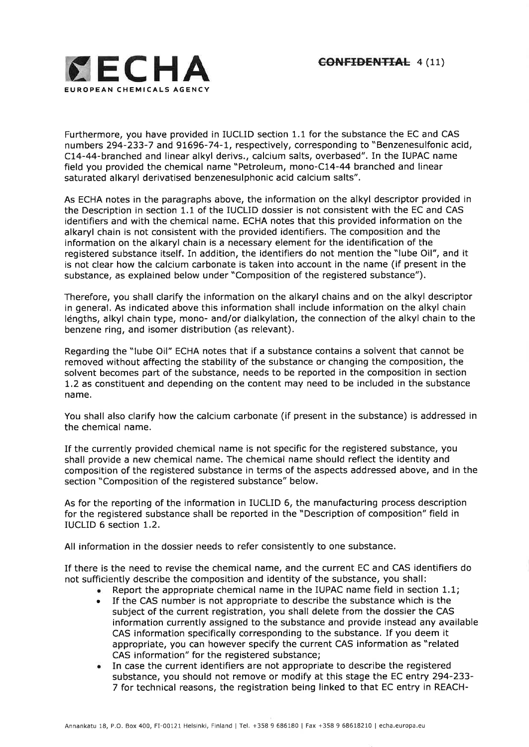Furthermore, you have provided in IUCLID section 1.1 for the substance the EC and CAS numbers 294-233-7 and 91696-74-1, respectively, corresponding to "Benzenesulfonic acid, C14-44-branched and linear alkyl derivs., calcium salts, overbased". In the IUPAC name field you provided the chemical name "Petroleum, mono-C14-44 branched and linear saturated alkaryl derivatised benzenesulphonic acid calcium salts".

As ECHA notes in the paragraphs above, the information on the alkyl descriptor provided in the Description in section 1.1 of the IUCLID dossier is not consistent with the EC and CAS identifiers and with the chemical name. ECHA notes that this provided information on the alkaryl chain is not consistent with the provided identifiers. The composition and the information on the alkaryl chain is a necessary element for the identification of the registered substance itself. In addition, the identifiers do not mention the "lube Oil", and it is not clear how the calcium carbonate is taken into account in the name (if present in the substance, as explained below under "Composition of the registered substance").

Therefore, you shall clarify the information on the alkaryl chains and on the alkyl descriptor in general. As indicated above this information shall include information on the alkyl chain lengths, alkyl chain type, mono- and/or dialkylation, the connection of the alkyl chain to the benzene ring, and isomer distribution (as relevant).

Regarding the "lube Oil" ECHA notes that if a substance contains a solvent that cannot be removed without affecting the stability of the substance or changing the composition, the solvent becomes part of the substance, needs to be reported in the composition in section 1.2 as constituent and depending on the content may need to be included in the substance name.

You shall also clarify how the calcium carbonate (if present in the substance) is addressed in the chemical name.

If the currently provided chemical name is not specific for the registered substance, you shall provide a new chemical name. The chemical name should reflect the identity and composition of the registered substance in terms of the aspects addressed above, and in the section "Composition of the registered substance" below.

As for the reporting of the information in IUCLID 6, the manufacturing process description for the registered substance shall be reported in the "Description of composition" field in IUCLID 6 section 1.2.

All information in the dossier needs to refer consistently to one substance.

If there is the need to revise the chemical name, and the current EC and CAS identifiers do not sufficiently describe the composition and identity of the substance, you shall:

- Report the appropriate chemical name in the IUPAC name field in section 1.1;
- If the CAS number is not appropriate to describe the substance which is the subject of the current registration, you shall delete from the dossier the CAS information currently assigned to the substance and provide instead any available CAS information specifically corresponding to the substance. If you deem it appropriate, you can however specify the current CAS information as "related CAS information" for the registered substance;
- In case the current identifiers are not appropriate to describe the registered substance, you should not remove or modify at this stage the EC entry 294-233-7 for technical reasons, the registration being linked to that EC entry in REACH-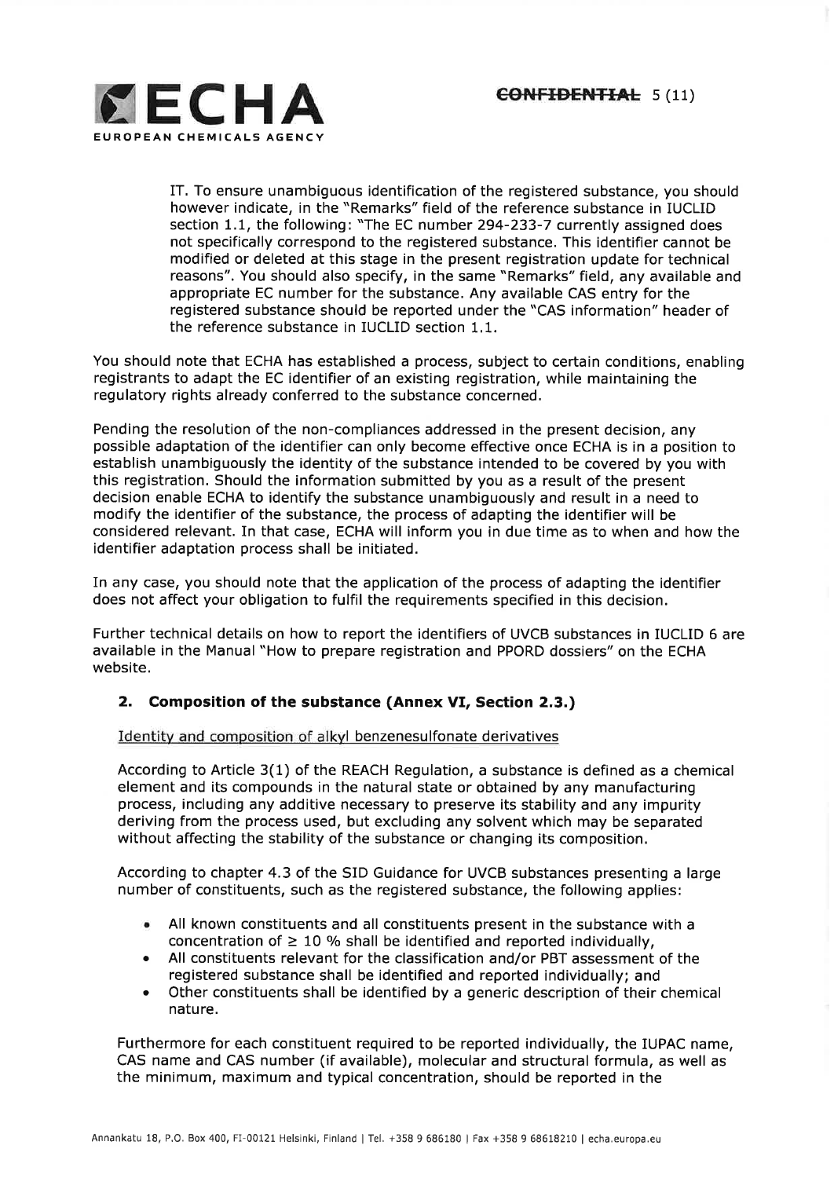IT. To ensure unambiguous identification of the registered substance, you should however indicate, in the "Remarks" field of the reference substance in IUCLID section 1.1, the following: "The EC number 294-233-7 currently assigned does not specifically correspond to the registered substance. This identifier cannot be modified or deleted at this stage in the present registration update for technical reasons". You should also specify, in the same "Remarks" field, any available and appropriate EC number for the substance. Any available CAS entry for the registered substance should be reported under the "CAS information" header of the reference substance in IUCLID section 1.1.

You should note that ECHA has established a process, subject to certain conditions, enabling registrants to adapt the EC identifier of an existing registration, while maintaining the regulatory rights already conferred to the substance concerned.

Pending the resolution of the non-compliances addressed in the present decision, any possible adaptation of the identifier can only become effective once ECHA is in a position to establish unambiguously the identity of the substance intended to be covered by you with this registration. Should the information submitted by you as a result of the present decision enable ECHA to identify the substance unambiguously and result in a need to modify the identifier of the substance, the process of adapting the identifier will be considered relevant. In that case, ECHA will inform you in due time as to when and how the identifier adaptation process shall be initiated.

In any case, you should note that the application of the process of adapting the identifier does not affect your obligation to fulfil the requirements specified in this decision.

Further technical details on how to report the identifiers of UVCB substances in IUCLID 6 are available in the Manual "How to prepare registration and PPORD dossiers" on the ECHA website.

## 2. Composition of the substance (Annex VI, Section 2.3.)

Identity and composition of alkyl benzenesulfonate derivatives

According to Article 3(1) of the REACH Regulation, a substance is defined as a chemical element and its compounds in the natural state or obtained by any manufacturing process, including any additive necessary to preserve its stability and any impurity deriving from the process used, but excluding any solvent which may be separated without affecting the stability of the substance or changing its composition.

According to chapter 4.3 of the SID Guidance for UVCB substances presenting a large number of constituents, such as the registered substance, the following applies:

- All known constituents and all constituents present in the substance with a concentration of ≥ 10 % shall be identified and reported individually,
- All constituents relevant for the classification and/or PBT assessment of the registered substance shall be identified and reported individually; and
- Other constituents shall be identified by a generic description of their chemical nature.

Furthermore for each constituent required to be reported individually, the IUPAC name, CAS name and CAS number (if available), molecular and structural formula, as well as the minimum, maximum and typical concentration, should be reported in the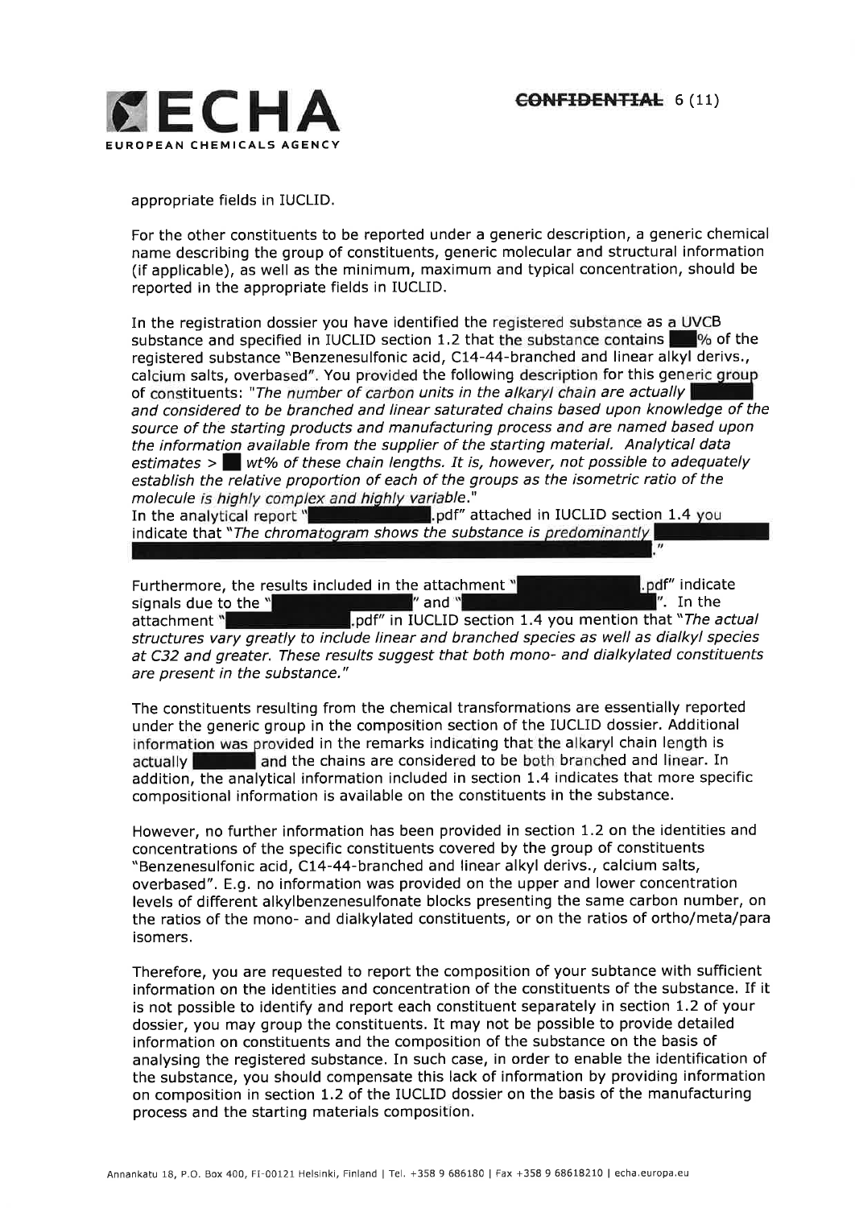appropriate fields in IUCLID.

For the other constituents to be reported under a generic description, a generic chemical name describing the group of constituents, generic molecular and structural information (if applicable), as well as the minimum, maximum and typical concentration, should be reported in the appropriate fields in IUCLID.

In the registration dossier you have identified the registered substance as a UVCB substance and specified in IUCLID section 1.2 that the substance contains ███% of the registered substance "Benzenesulfonic acid, C14-44-branched and linear alkyl derivs., calcium salts, overbased". You provided the following description for this generic group of constituents: "*The number of carbon units in the alkaryl chain are actually* ██████ *and considered to be branched and linear saturated chains based upon knowledge of the source of the starting products and manufacturing process and are named based upon the information available from the supplier of the starting material. Analytical data estimates >* ██ *wt% of these chain lengths. It is, however, not possible to adequately establish the relative proportion of each of the groups as the isometric ratio of the molecule is highly complex and highly variable*."
In the analytical report "██████████.pdf" attached in IUCLID section 1.4 you indicate that "*The chromatogram shows the substance is predominantly* ██████████."

Furthermore, the results included in the attachment "██████████.pdf" indicate signals due to the "██████████" and "██████████". In the attachment "██████████.pdf" in IUCLID section 1.4 you mention that "*The actual structures vary greatly to include linear and branched species as well as dialkyl species at C32 and greater. These results suggest that both mono- and dialkylated constituents are present in the substance.*"

The constituents resulting from the chemical transformations are essentially reported under the generic group in the composition section of the IUCLID dossier. Additional information was provided in the remarks indicating that the alkaryl chain length is actually ██████ and the chains are considered to be both branched and linear. In addition, the analytical information included in section 1.4 indicates that more specific compositional information is available on the constituents in the substance.

However, no further information has been provided in section 1.2 on the identities and concentrations of the specific constituents covered by the group of constituents "Benzenesulfonic acid, C14-44-branched and linear alkyl derivs., calcium salts, overbased". E.g. no information was provided on the upper and lower concentration levels of different alkylbenzenesulfonate blocks presenting the same carbon number, on the ratios of the mono- and dialkylated constituents, or on the ratios of ortho/meta/para isomers.

Therefore, you are requested to report the composition of your subtance with sufficient information on the identities and concentration of the constituents of the substance. If it is not possible to identify and report each constituent separately in section 1.2 of your dossier, you may group the constituents. It may not be possible to provide detailed information on constituents and the composition of the substance on the basis of analysing the registered substance. In such case, in order to enable the identification of the substance, you should compensate this lack of information by providing information on composition in section 1.2 of the IUCLID dossier on the basis of the manufacturing process and the starting materials composition.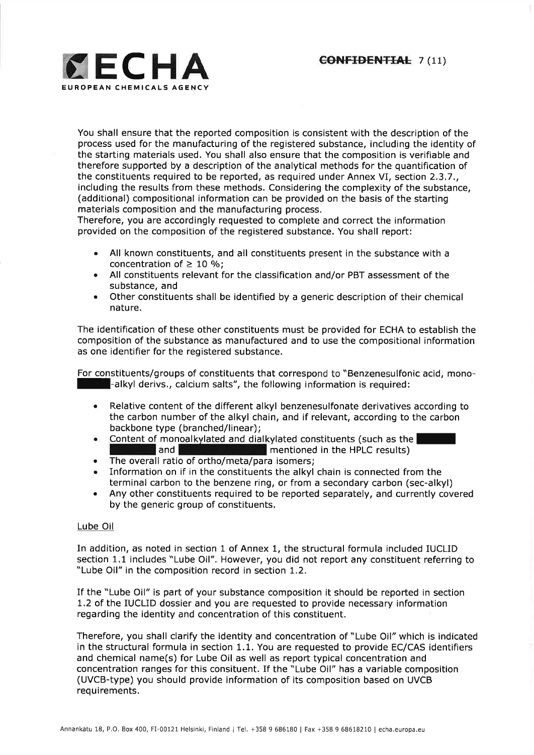You shall ensure that the reported composition is consistent with the description of the process used for the manufacturing of the registered substance, including the identity of the starting materials used. You shall also ensure that the composition is verifiable and therefore supported by a description of the analytical methods for the quantification of the constituents required to be reported, as required under Annex VI, section 2.3.7., including the results from these methods. Considering the complexity of the substance, (additional) compositional information can be provided on the basis of the starting materials composition and the manufacturing process.
Therefore, you are accordingly requested to complete and correct the information provided on the composition of the registered substance. You shall report:

- All known constituents, and all constituents present in the substance with a concentration of ≥ 10 %;
- All constituents relevant for the classification and/or PBT assessment of the substance, and
- Other constituents shall be identified by a generic description of their chemical nature.

The identification of these other constituents must be provided for ECHA to establish the composition of the substance as manufactured and to use the compositional information as one identifier for the registered substance.

For constituents/groups of constituents that correspond to "Benzenesulfonic acid, mono-[REDACTED]-alkyl derivs., calcium salts", the following information is required:

- Relative content of the different alkyl benzenesulfonate derivatives according to the carbon number of the alkyl chain, and if relevant, according to the carbon backbone type (branched/linear);
- Content of monoalkylated and dialkylated constituents (such as the [REDACTED] and [REDACTED] mentioned in the HPLC results)
- The overall ratio of ortho/meta/para isomers;
- Information on if in the constituents the alkyl chain is connected from the terminal carbon to the benzene ring, or from a secondary carbon (sec-alkyl)
- Any other constituents required to be reported separately, and currently covered by the generic group of constituents.

Lube Oil

In addition, as noted in section 1 of Annex 1, the structural formula included IUCLID section 1.1 includes "Lube Oil". However, you did not report any constituent referring to "Lube Oil" in the composition record in section 1.2.

If the "Lube Oil" is part of your substance composition it should be reported in section 1.2 of the IUCLID dossier and you are requested to provide necessary information regarding the identity and concentration of this constituent.

Therefore, you shall clarify the identity and concentration of "Lube Oil" which is indicated in the structural formula in section 1.1. You are requested to provide EC/CAS identifiers and chemical name(s) for Lube Oil as well as report typical concentration and concentration ranges for this consituent. If the "Lube Oil" has a variable composition (UVCB-type) you should provide information of its composition based on UVCB requirements.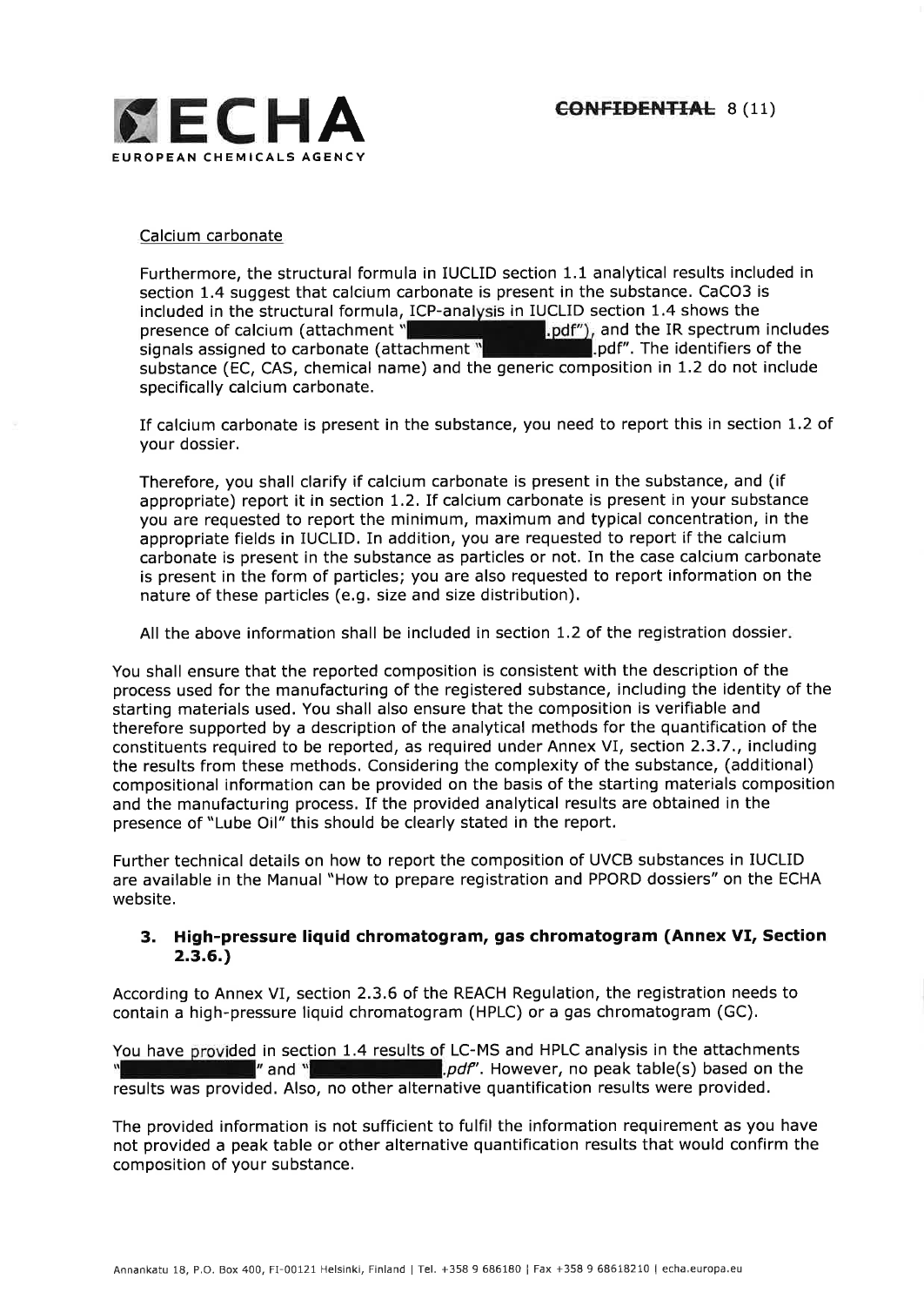Calcium carbonate

Furthermore, the structural formula in IUCLID section 1.1 analytical results included in section 1.4 suggest that calcium carbonate is present in the substance. $CaCO_3$ is included in the structural formula, ICP-analysis in IUCLID section 1.4 shows the presence of calcium (attachment "█████████.pdf"), and the IR spectrum includes signals assigned to carbonate (attachment "█████████.pdf". The identifiers of the substance (EC, CAS, chemical name) and the generic composition in 1.2 do not include specifically calcium carbonate.

If calcium carbonate is present in the substance, you need to report this in section 1.2 of your dossier.

Therefore, you shall clarify if calcium carbonate is present in the substance, and (if appropriate) report it in section 1.2. If calcium carbonate is present in your substance you are requested to report the minimum, maximum and typical concentration, in the appropriate fields in IUCLID. In addition, you are requested to report if the calcium carbonate is present in the substance as particles or not. In the case calcium carbonate is present in the form of particles; you are also requested to report information on the nature of these particles (e.g. size and size distribution).

All the above information shall be included in section 1.2 of the registration dossier.

You shall ensure that the reported composition is consistent with the description of the process used for the manufacturing of the registered substance, including the identity of the starting materials used. You shall also ensure that the composition is verifiable and therefore supported by a description of the analytical methods for the quantification of the constituents required to be reported, as required under Annex VI, section 2.3.7., including the results from these methods. Considering the complexity of the substance, (additional) compositional information can be provided on the basis of the starting materials composition and the manufacturing process. If the provided analytical results are obtained in the presence of "Lube Oil" this should be clearly stated in the report.

Further technical details on how to report the composition of UVCB substances in IUCLID are available in the Manual "How to prepare registration and PPORD dossiers" on the ECHA website.

### 3. High-pressure liquid chromatogram, gas chromatogram (Annex VI, Section 2.3.6.)

According to Annex VI, section 2.3.6 of the REACH Regulation, the registration needs to contain a high-pressure liquid chromatogram (HPLC) or a gas chromatogram (GC).

You have provided in section 1.4 results of LC-MS and HPLC analysis in the attachments "█████████" and "█████████*.pdf*". However, no peak table(s) based on the results was provided. Also, no other alternative quantification results were provided.

The provided information is not sufficient to fulfil the information requirement as you have not provided a peak table or other alternative quantification results that would confirm the composition of your substance.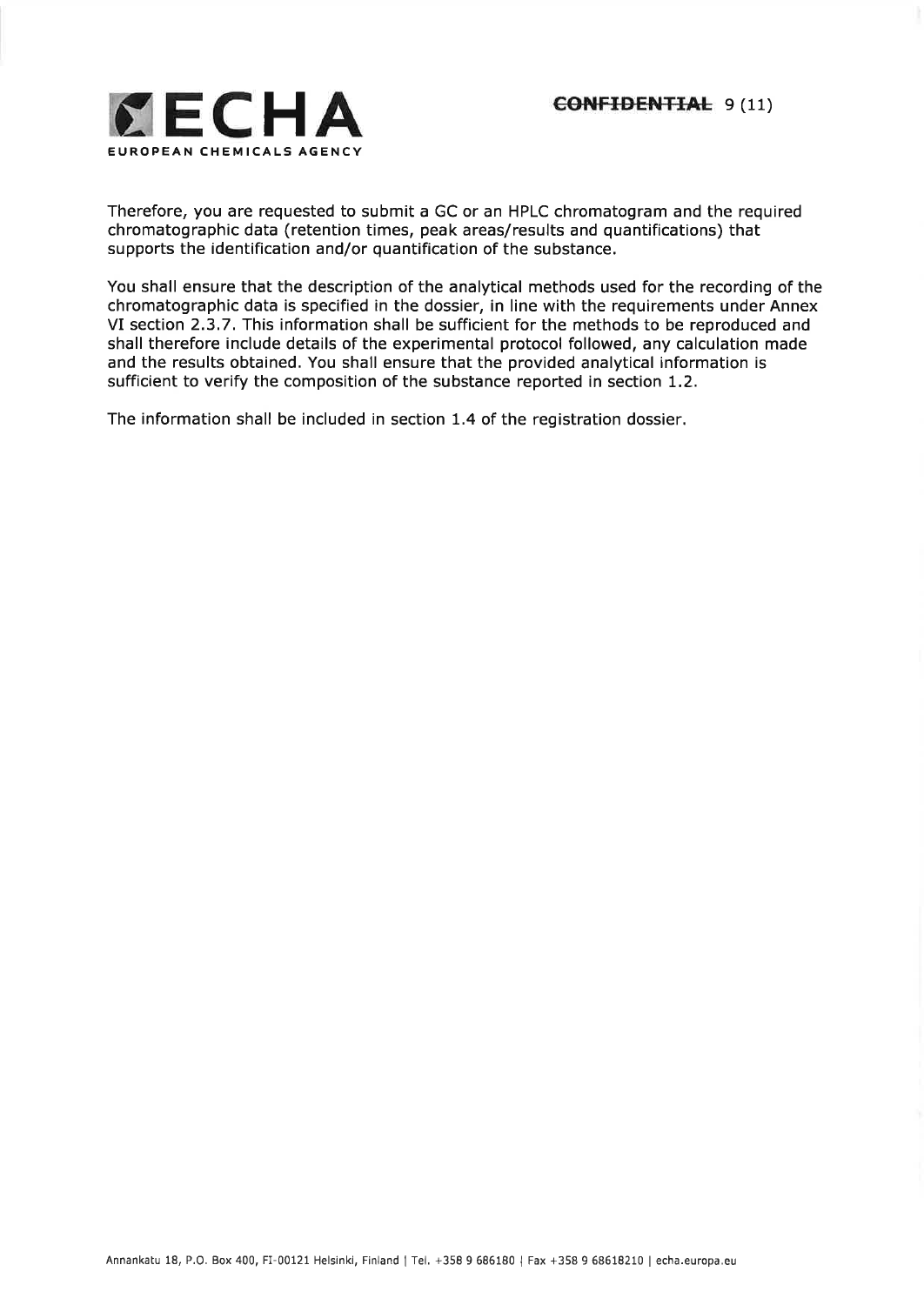Therefore, you are requested to submit a GC or an HPLC chromatogram and the required chromatographic data (retention times, peak areas/results and quantifications) that supports the identification and/or quantification of the substance.

You shall ensure that the description of the analytical methods used for the recording of the chromatographic data is specified in the dossier, in line with the requirements under Annex VI section 2.3.7. This information shall be sufficient for the methods to be reproduced and shall therefore include details of the experimental protocol followed, any calculation made and the results obtained. You shall ensure that the provided analytical information is sufficient to verify the composition of the substance reported in section 1.2.

The information shall be included in section 1.4 of the registration dossier.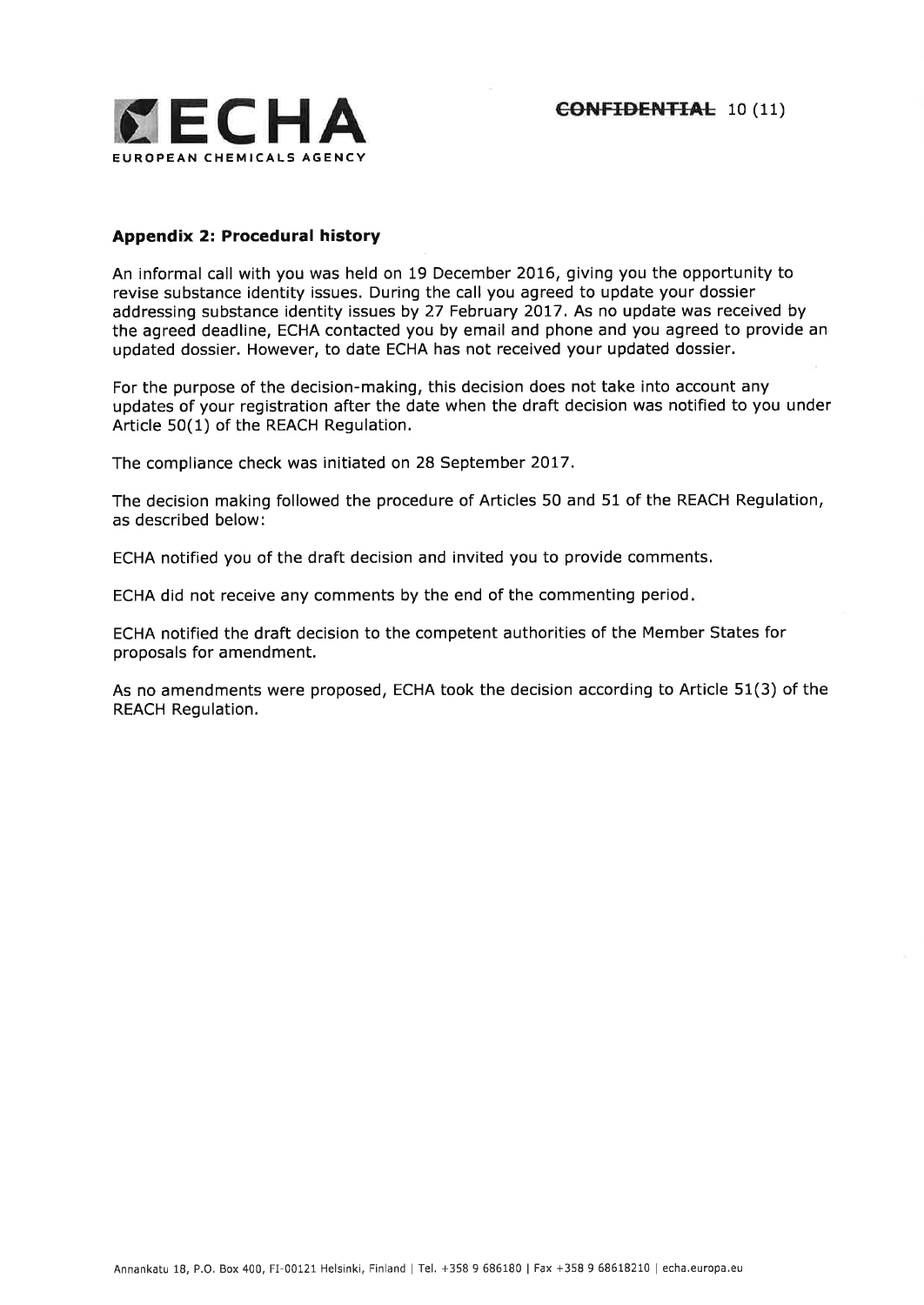## Appendix 2: Procedural history

An informal call with you was held on 19 December 2016, giving you the opportunity to revise substance identity issues. During the call you agreed to update your dossier addressing substance identity issues by 27 February 2017. As no update was received by the agreed deadline, ECHA contacted you by email and phone and you agreed to provide an updated dossier. However, to date ECHA has not received your updated dossier.

For the purpose of the decision-making, this decision does not take into account any updates of your registration after the date when the draft decision was notified to you under Article 50(1) of the REACH Regulation.

The compliance check was initiated on 28 September 2017.

The decision making followed the procedure of Articles 50 and 51 of the REACH Regulation, as described below:

ECHA notified you of the draft decision and invited you to provide comments.

ECHA did not receive any comments by the end of the commenting period.

ECHA notified the draft decision to the competent authorities of the Member States for proposals for amendment.

As no amendments were proposed, ECHA took the decision according to Article 51(3) of the REACH Regulation.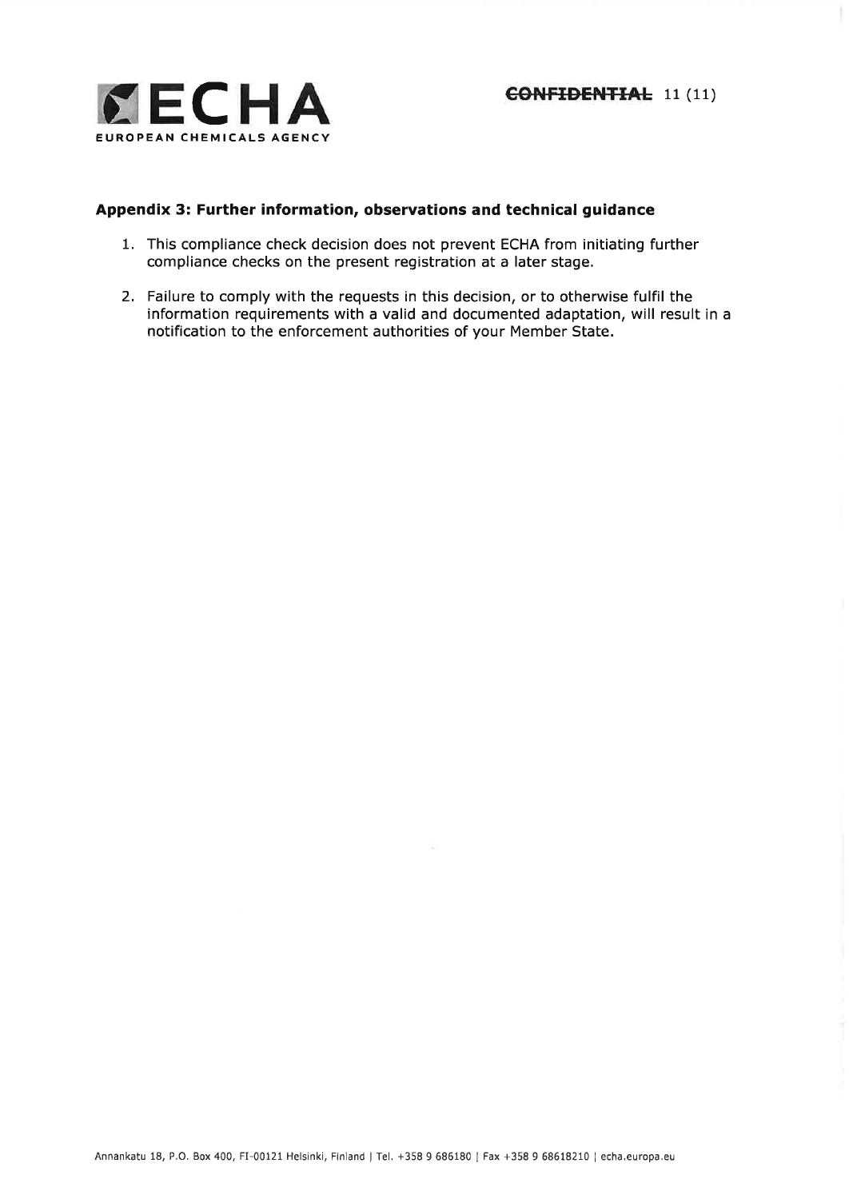**Appendix 3: Further information, observations and technical guidance**

1. This compliance check decision does not prevent ECHA from initiating further compliance checks on the present registration at a later stage.
2. Failure to comply with the requests in this decision, or to otherwise fulfil the information requirements with a valid and documented adaptation, will result in a notification to the enforcement authorities of your Member State.